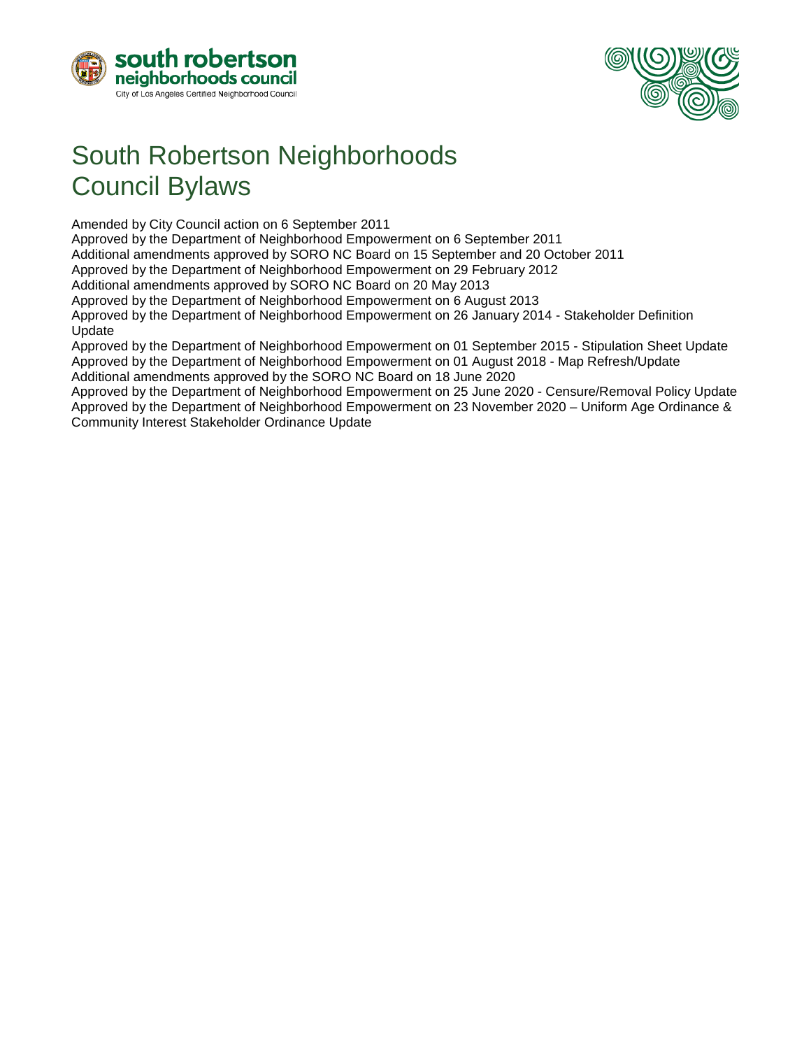south robertson
neighborhoods council
City of Los Angeles Certified Neighborhood Council

# South Robertson Neighborhoods Council Bylaws

Amended by City Council action on 6 September 2011
Approved by the Department of Neighborhood Empowerment on 6 September 2011
Additional amendments approved by SORO NC Board on 15 September and 20 October 2011
Approved by the Department of Neighborhood Empowerment on 29 February 2012
Additional amendments approved by SORO NC Board on 20 May 2013
Approved by the Department of Neighborhood Empowerment on 6 August 2013
Approved by the Department of Neighborhood Empowerment on 26 January 2014 - Stakeholder Definition Update
Approved by the Department of Neighborhood Empowerment on 01 September 2015 - Stipulation Sheet Update
Approved by the Department of Neighborhood Empowerment on 01 August 2018 - Map Refresh/Update
Additional amendments approved by the SORO NC Board on 18 June 2020
Approved by the Department of Neighborhood Empowerment on 25 June 2020 - Censure/Removal Policy Update
Approved by the Department of Neighborhood Empowerment on 23 November 2020 – Uniform Age Ordinance & Community Interest Stakeholder Ordinance Update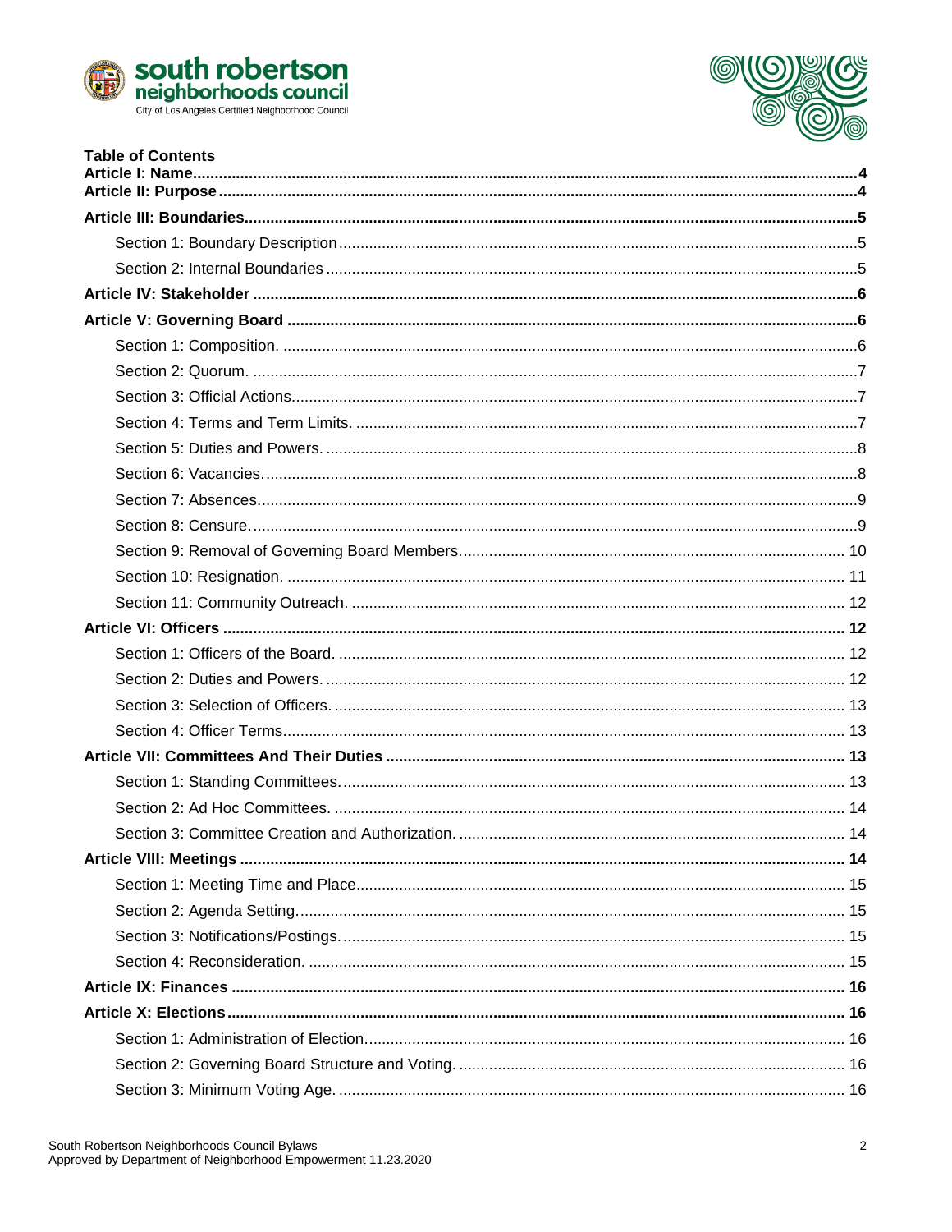## Table of Contents

- **Article I: Name** ........ 4
- **Article II: Purpose** ........ 4
- **Article III: Boundaries** ........ 5
  - Section 1: Boundary Description ........ 5
  - Section 2: Internal Boundaries ........ 5
- **Article IV: Stakeholder** ........ 6
- **Article V: Governing Board** ........ 6
  - Section 1: Composition. ........ 6
  - Section 2: Quorum. ........ 7
  - Section 3: Official Actions. ........ 7
  - Section 4: Terms and Term Limits. ........ 7
  - Section 5: Duties and Powers. ........ 8
  - Section 6: Vacancies. ........ 8
  - Section 7: Absences. ........ 9
  - Section 8: Censure. ........ 9
  - Section 9: Removal of Governing Board Members. ........ 10
  - Section 10: Resignation. ........ 11
  - Section 11: Community Outreach. ........ 12
- **Article VI: Officers** ........ 12
  - Section 1: Officers of the Board. ........ 12
  - Section 2: Duties and Powers. ........ 12
  - Section 3: Selection of Officers. ........ 13
  - Section 4: Officer Terms. ........ 13
- **Article VII: Committees And Their Duties** ........ 13
  - Section 1: Standing Committees. ........ 13
  - Section 2: Ad Hoc Committees. ........ 14
  - Section 3: Committee Creation and Authorization. ........ 14
- **Article VIII: Meetings** ........ 14
  - Section 1: Meeting Time and Place ........ 15
  - Section 2: Agenda Setting. ........ 15
  - Section 3: Notifications/Postings. ........ 15
  - Section 4: Reconsideration. ........ 15
- **Article IX: Finances** ........ 16
- **Article X: Elections** ........ 16
  - Section 1: Administration of Election. ........ 16
  - Section 2: Governing Board Structure and Voting. ........ 16
  - Section 3: Minimum Voting Age. ........ 16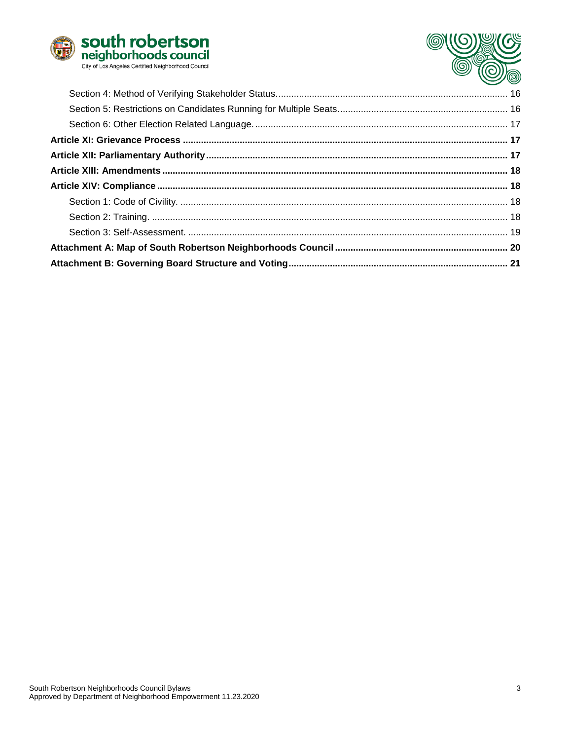Section 4: Method of Verifying Stakeholder Status. 16

Section 5: Restrictions on Candidates Running for Multiple Seats. 16

Section 6: Other Election Related Language. 17

**Article XI: Grievance Process 17**

**Article XII: Parliamentary Authority 17**

**Article XIII: Amendments 18**

**Article XIV: Compliance 18**

Section 1: Code of Civility. 18

Section 2: Training. 18

Section 3: Self-Assessment. 19

**Attachment A: Map of South Robertson Neighborhoods Council 20**

**Attachment B: Governing Board Structure and Voting 21**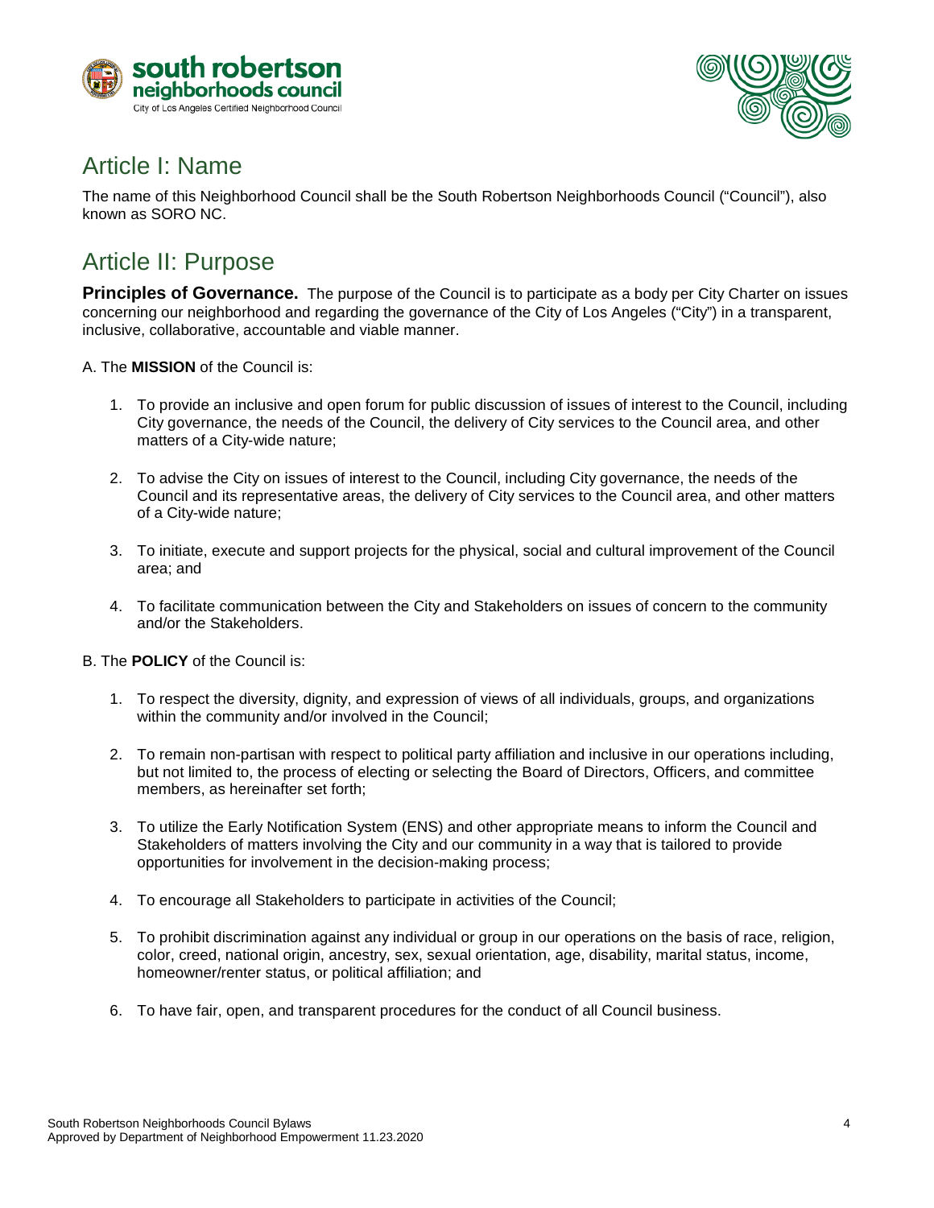# Article I: Name

The name of this Neighborhood Council shall be the South Robertson Neighborhoods Council ("Council"), also known as SORO NC.

# Article II: Purpose

**Principles of Governance.** The purpose of the Council is to participate as a body per City Charter on issues concerning our neighborhood and regarding the governance of the City of Los Angeles ("City") in a transparent, inclusive, collaborative, accountable and viable manner.

A. The **MISSION** of the Council is:

1. To provide an inclusive and open forum for public discussion of issues of interest to the Council, including City governance, the needs of the Council, the delivery of City services to the Council area, and other matters of a City-wide nature;

2. To advise the City on issues of interest to the Council, including City governance, the needs of the Council and its representative areas, the delivery of City services to the Council area, and other matters of a City-wide nature;

3. To initiate, execute and support projects for the physical, social and cultural improvement of the Council area; and

4. To facilitate communication between the City and Stakeholders on issues of concern to the community and/or the Stakeholders.

B. The **POLICY** of the Council is:

1. To respect the diversity, dignity, and expression of views of all individuals, groups, and organizations within the community and/or involved in the Council;

2. To remain non-partisan with respect to political party affiliation and inclusive in our operations including, but not limited to, the process of electing or selecting the Board of Directors, Officers, and committee members, as hereinafter set forth;

3. To utilize the Early Notification System (ENS) and other appropriate means to inform the Council and Stakeholders of matters involving the City and our community in a way that is tailored to provide opportunities for involvement in the decision-making process;

4. To encourage all Stakeholders to participate in activities of the Council;

5. To prohibit discrimination against any individual or group in our operations on the basis of race, religion, color, creed, national origin, ancestry, sex, sexual orientation, age, disability, marital status, income, homeowner/renter status, or political affiliation; and

6. To have fair, open, and transparent procedures for the conduct of all Council business.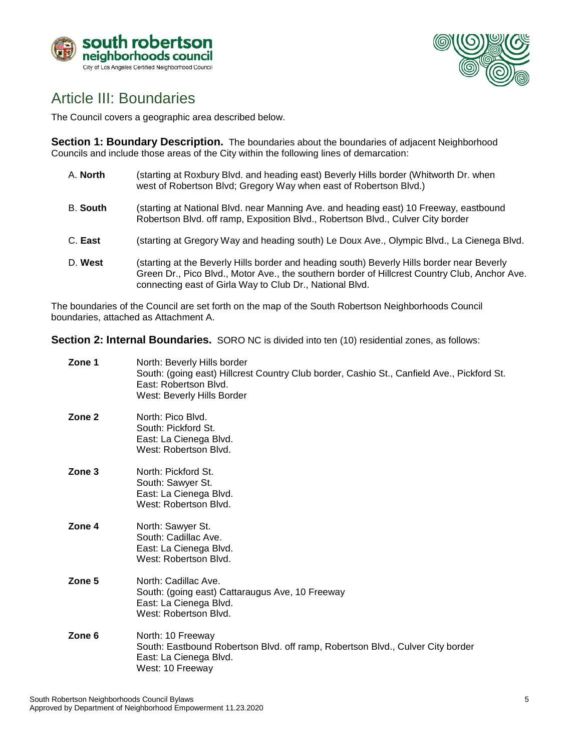# Article III: Boundaries

The Council covers a geographic area described below.

**Section 1: Boundary Description.** The boundaries about the boundaries of adjacent Neighborhood Councils and include those areas of the City within the following lines of demarcation:

A. **North** (starting at Roxbury Blvd. and heading east) Beverly Hills border (Whitworth Dr. when west of Robertson Blvd; Gregory Way when east of Robertson Blvd.)

B. **South** (starting at National Blvd. near Manning Ave. and heading east) 10 Freeway, eastbound Robertson Blvd. off ramp, Exposition Blvd., Robertson Blvd., Culver City border

C. **East** (starting at Gregory Way and heading south) Le Doux Ave., Olympic Blvd., La Cienega Blvd.

D. **West** (starting at the Beverly Hills border and heading south) Beverly Hills border near Beverly Green Dr., Pico Blvd., Motor Ave., the southern border of Hillcrest Country Club, Anchor Ave. connecting east of Girla Way to Club Dr., National Blvd.

The boundaries of the Council are set forth on the map of the South Robertson Neighborhoods Council boundaries, attached as Attachment A.

**Section 2: Internal Boundaries.** SORO NC is divided into ten (10) residential zones, as follows:

**Zone 1**
North: Beverly Hills border
South: (going east) Hillcrest Country Club border, Cashio St., Canfield Ave., Pickford St.
East: Robertson Blvd.
West: Beverly Hills Border

**Zone 2**
North: Pico Blvd.
South: Pickford St.
East: La Cienega Blvd.
West: Robertson Blvd.

**Zone 3**
North: Pickford St.
South: Sawyer St.
East: La Cienega Blvd.
West: Robertson Blvd.

**Zone 4**
North: Sawyer St.
South: Cadillac Ave.
East: La Cienega Blvd.
West: Robertson Blvd.

**Zone 5**
North: Cadillac Ave.
South: (going east) Cattaraugus Ave, 10 Freeway
East: La Cienega Blvd.
West: Robertson Blvd.

**Zone 6**
North: 10 Freeway
South: Eastbound Robertson Blvd. off ramp, Robertson Blvd., Culver City border
East: La Cienega Blvd.
West: 10 Freeway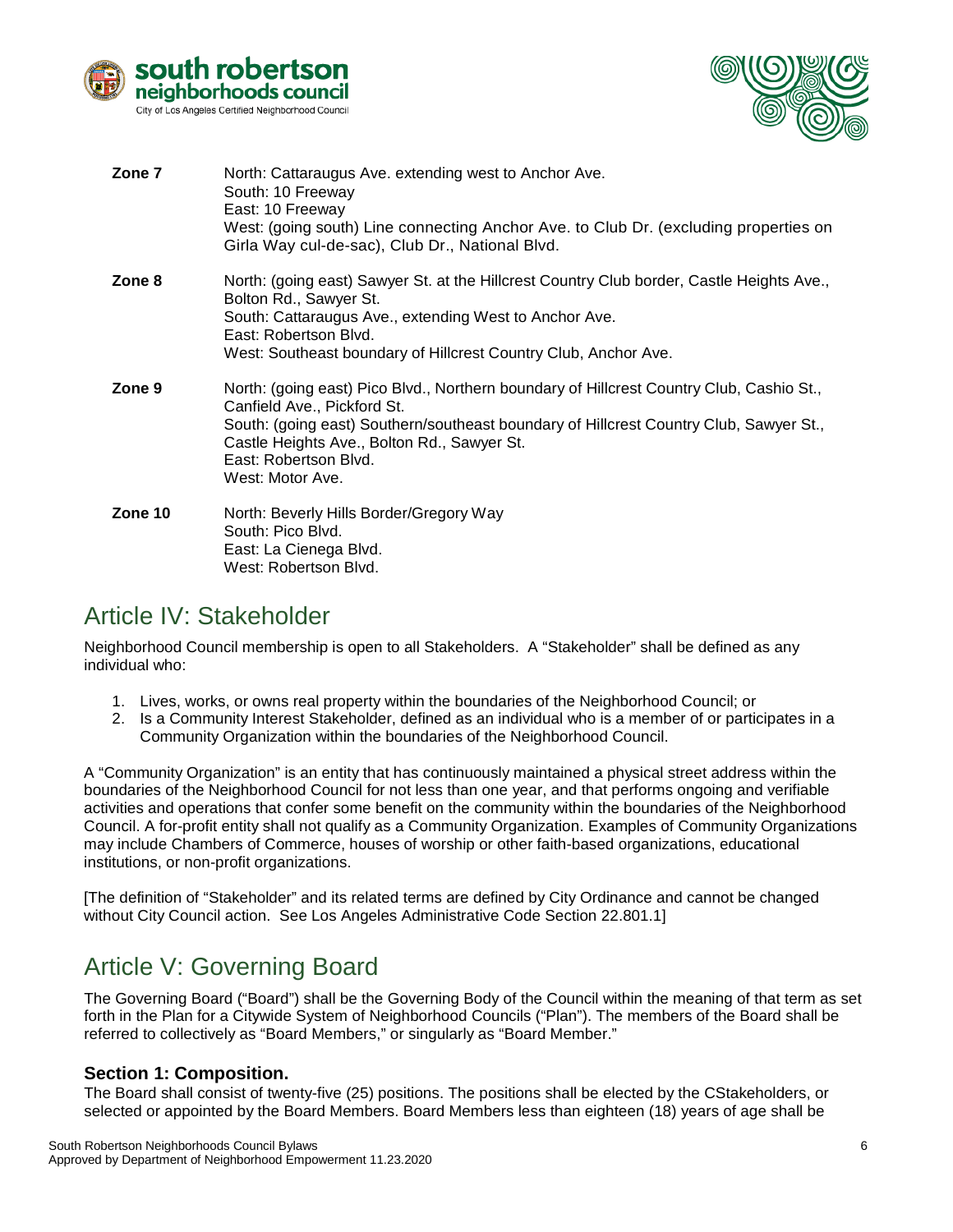**Zone 7**
North: Cattaraugus Ave. extending west to Anchor Ave.
South: 10 Freeway
East: 10 Freeway
West: (going south) Line connecting Anchor Ave. to Club Dr. (excluding properties on Girla Way cul-de-sac), Club Dr., National Blvd.

**Zone 8**
North: (going east) Sawyer St. at the Hillcrest Country Club border, Castle Heights Ave., Bolton Rd., Sawyer St.
South: Cattaraugus Ave., extending West to Anchor Ave.
East: Robertson Blvd.
West: Southeast boundary of Hillcrest Country Club, Anchor Ave.

**Zone 9**
North: (going east) Pico Blvd., Northern boundary of Hillcrest Country Club, Cashio St., Canfield Ave., Pickford St.
South: (going east) Southern/southeast boundary of Hillcrest Country Club, Sawyer St., Castle Heights Ave., Bolton Rd., Sawyer St.
East: Robertson Blvd.
West: Motor Ave.

**Zone 10**
North: Beverly Hills Border/Gregory Way
South: Pico Blvd.
East: La Cienega Blvd.
West: Robertson Blvd.

## Article IV: Stakeholder

Neighborhood Council membership is open to all Stakeholders. A "Stakeholder" shall be defined as any individual who:

1. Lives, works, or owns real property within the boundaries of the Neighborhood Council; or
2. Is a Community Interest Stakeholder, defined as an individual who is a member of or participates in a Community Organization within the boundaries of the Neighborhood Council.

A "Community Organization" is an entity that has continuously maintained a physical street address within the boundaries of the Neighborhood Council for not less than one year, and that performs ongoing and verifiable activities and operations that confer some benefit on the community within the boundaries of the Neighborhood Council. A for-profit entity shall not qualify as a Community Organization. Examples of Community Organizations may include Chambers of Commerce, houses of worship or other faith-based organizations, educational institutions, or non-profit organizations.

[The definition of "Stakeholder" and its related terms are defined by City Ordinance and cannot be changed without City Council action. See Los Angeles Administrative Code Section 22.801.1]

## Article V: Governing Board

The Governing Board ("Board") shall be the Governing Body of the Council within the meaning of that term as set forth in the Plan for a Citywide System of Neighborhood Councils ("Plan"). The members of the Board shall be referred to collectively as "Board Members," or singularly as "Board Member."

### Section 1: Composition.

The Board shall consist of twenty-five (25) positions. The positions shall be elected by the CStakeholders, or selected or appointed by the Board Members. Board Members less than eighteen (18) years of age shall be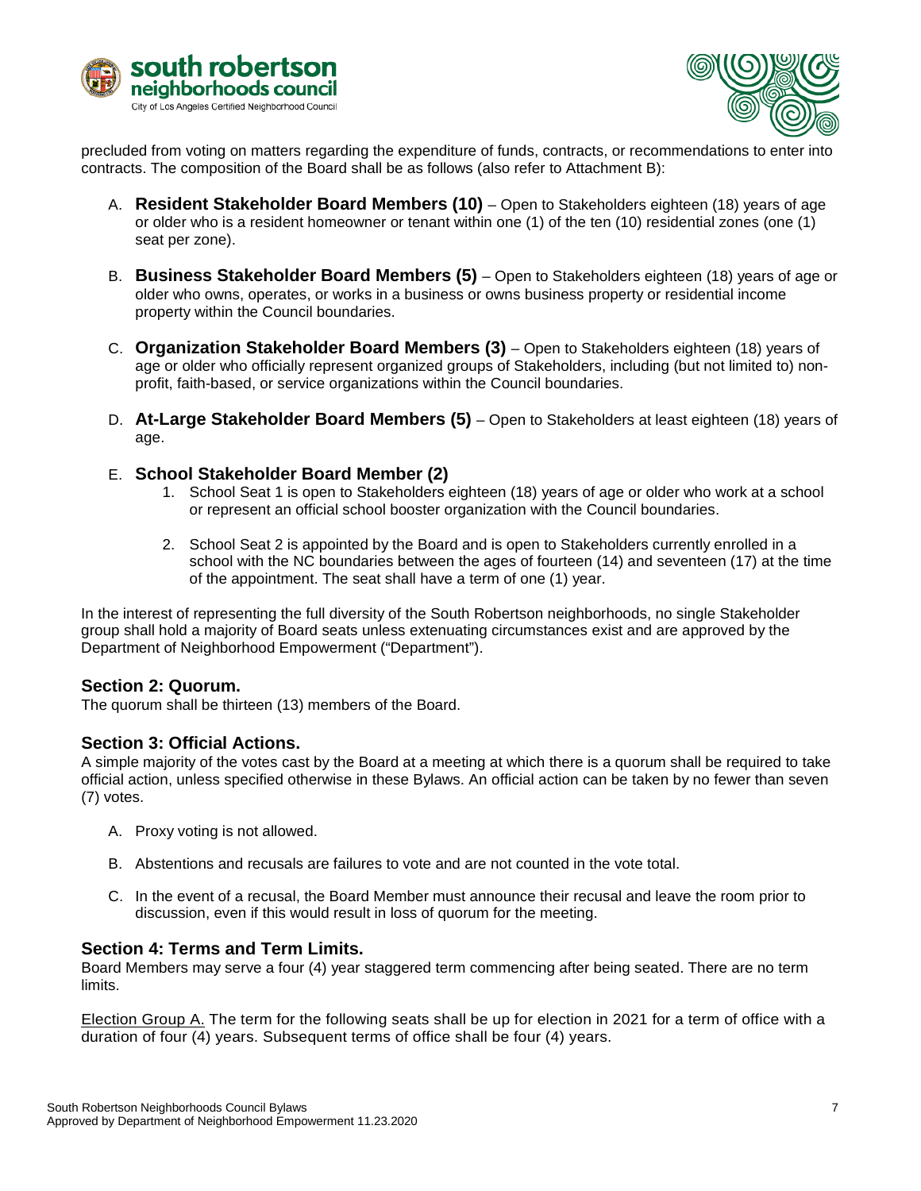precluded from voting on matters regarding the expenditure of funds, contracts, or recommendations to enter into contracts. The composition of the Board shall be as follows (also refer to Attachment B):

A. **Resident Stakeholder Board Members (10)** – Open to Stakeholders eighteen (18) years of age or older who is a resident homeowner or tenant within one (1) of the ten (10) residential zones (one (1) seat per zone).

B. **Business Stakeholder Board Members (5)** – Open to Stakeholders eighteen (18) years of age or older who owns, operates, or works in a business or owns business property or residential income property within the Council boundaries.

C. **Organization Stakeholder Board Members (3)** – Open to Stakeholders eighteen (18) years of age or older who officially represent organized groups of Stakeholders, including (but not limited to) non-profit, faith-based, or service organizations within the Council boundaries.

D. **At-Large Stakeholder Board Members (5)** – Open to Stakeholders at least eighteen (18) years of age.

E. **School Stakeholder Board Member (2)**
   1. School Seat 1 is open to Stakeholders eighteen (18) years of age or older who work at a school or represent an official school booster organization with the Council boundaries.
   2. School Seat 2 is appointed by the Board and is open to Stakeholders currently enrolled in a school with the NC boundaries between the ages of fourteen (14) and seventeen (17) at the time of the appointment. The seat shall have a term of one (1) year.

In the interest of representing the full diversity of the South Robertson neighborhoods, no single Stakeholder group shall hold a majority of Board seats unless extenuating circumstances exist and are approved by the Department of Neighborhood Empowerment ("Department").

### Section 2: Quorum.

The quorum shall be thirteen (13) members of the Board.

### Section 3: Official Actions.

A simple majority of the votes cast by the Board at a meeting at which there is a quorum shall be required to take official action, unless specified otherwise in these Bylaws. An official action can be taken by no fewer than seven (7) votes.

A. Proxy voting is not allowed.

B. Abstentions and recusals are failures to vote and are not counted in the vote total.

C. In the event of a recusal, the Board Member must announce their recusal and leave the room prior to discussion, even if this would result in loss of quorum for the meeting.

### Section 4: Terms and Term Limits.

Board Members may serve a four (4) year staggered term commencing after being seated. There are no term limits.

<u>Election Group A.</u> The term for the following seats shall be up for election in 2021 for a term of office with a duration of four (4) years. Subsequent terms of office shall be four (4) years.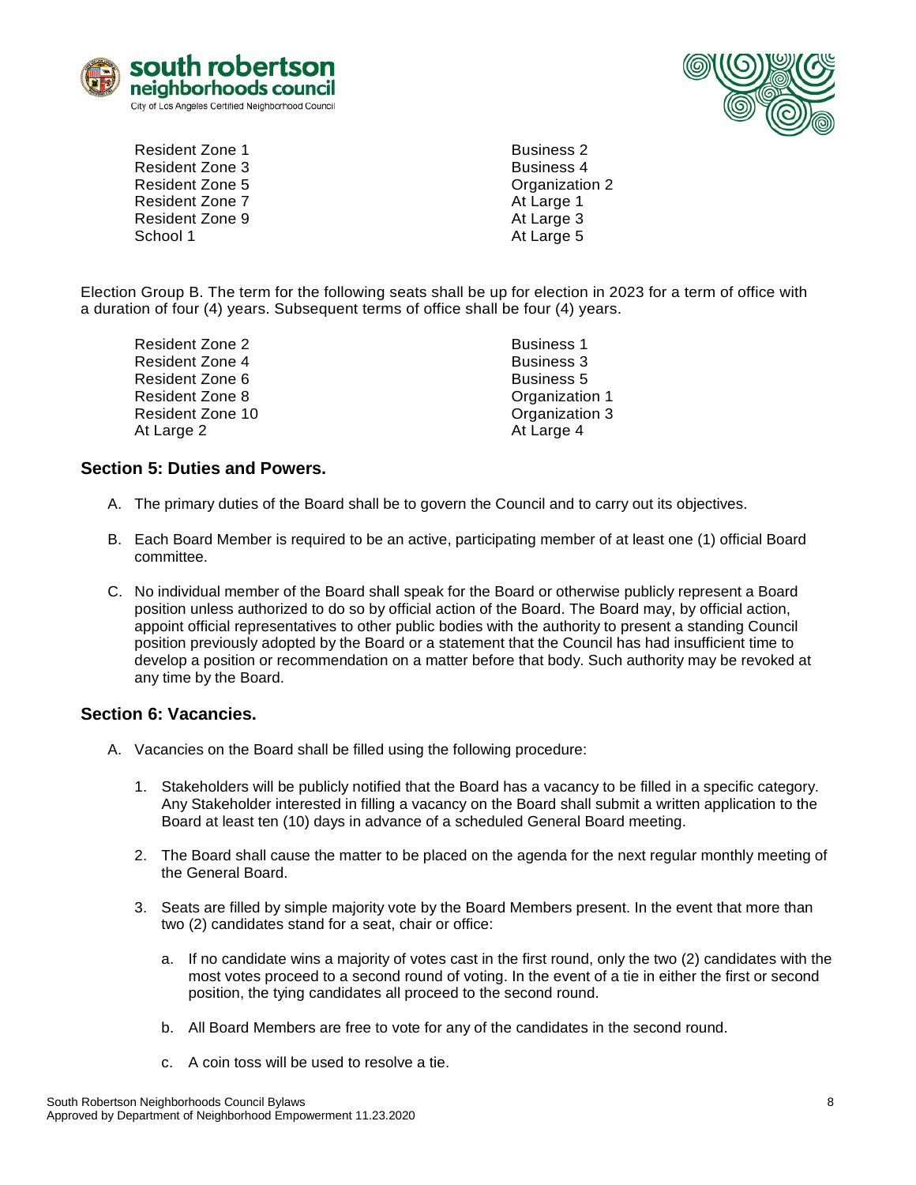| | |
|---|---|
| Resident Zone 1 | Business 2 |
| Resident Zone 3 | Business 4 |
| Resident Zone 5 | Organization 2 |
| Resident Zone 7 | At Large 1 |
| Resident Zone 9 | At Large 3 |
| School 1 | At Large 5 |

Election Group B. The term for the following seats shall be up for election in 2023 for a term of office with a duration of four (4) years. Subsequent terms of office shall be four (4) years.

| | |
|---|---|
| Resident Zone 2 | Business 1 |
| Resident Zone 4 | Business 3 |
| Resident Zone 6 | Business 5 |
| Resident Zone 8 | Organization 1 |
| Resident Zone 10 | Organization 3 |
| At Large 2 | At Large 4 |

## Section 5: Duties and Powers.

A. The primary duties of the Board shall be to govern the Council and to carry out its objectives.

B. Each Board Member is required to be an active, participating member of at least one (1) official Board committee.

C. No individual member of the Board shall speak for the Board or otherwise publicly represent a Board position unless authorized to do so by official action of the Board. The Board may, by official action, appoint official representatives to other public bodies with the authority to present a standing Council position previously adopted by the Board or a statement that the Council has had insufficient time to develop a position or recommendation on a matter before that body. Such authority may be revoked at any time by the Board.

## Section 6: Vacancies.

A. Vacancies on the Board shall be filled using the following procedure:

1. Stakeholders will be publicly notified that the Board has a vacancy to be filled in a specific category. Any Stakeholder interested in filling a vacancy on the Board shall submit a written application to the Board at least ten (10) days in advance of a scheduled General Board meeting.

2. The Board shall cause the matter to be placed on the agenda for the next regular monthly meeting of the General Board.

3. Seats are filled by simple majority vote by the Board Members present. In the event that more than two (2) candidates stand for a seat, chair or office:

   a. If no candidate wins a majority of votes cast in the first round, only the two (2) candidates with the most votes proceed to a second round of voting. In the event of a tie in either the first or second position, the tying candidates all proceed to the second round.

   b. All Board Members are free to vote for any of the candidates in the second round.

   c. A coin toss will be used to resolve a tie.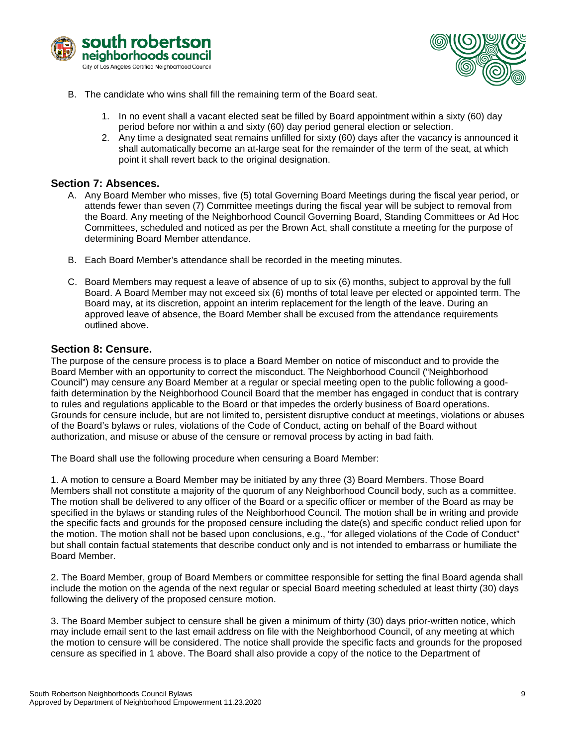B. The candidate who wins shall fill the remaining term of the Board seat.

   1. In no event shall a vacant elected seat be filled by Board appointment within a sixty (60) day period before nor within a and sixty (60) day period general election or selection.
   2. Any time a designated seat remains unfilled for sixty (60) days after the vacancy is announced it shall automatically become an at-large seat for the remainder of the term of the seat, at which point it shall revert back to the original designation.

## Section 7: Absences.

A. Any Board Member who misses, five (5) total Governing Board Meetings during the fiscal year period, or attends fewer than seven (7) Committee meetings during the fiscal year will be subject to removal from the Board. Any meeting of the Neighborhood Council Governing Board, Standing Committees or Ad Hoc Committees, scheduled and noticed as per the Brown Act, shall constitute a meeting for the purpose of determining Board Member attendance.

B. Each Board Member's attendance shall be recorded in the meeting minutes.

C. Board Members may request a leave of absence of up to six (6) months, subject to approval by the full Board. A Board Member may not exceed six (6) months of total leave per elected or appointed term. The Board may, at its discretion, appoint an interim replacement for the length of the leave. During an approved leave of absence, the Board Member shall be excused from the attendance requirements outlined above.

## Section 8: Censure.

The purpose of the censure process is to place a Board Member on notice of misconduct and to provide the Board Member with an opportunity to correct the misconduct. The Neighborhood Council ("Neighborhood Council") may censure any Board Member at a regular or special meeting open to the public following a good-faith determination by the Neighborhood Council Board that the member has engaged in conduct that is contrary to rules and regulations applicable to the Board or that impedes the orderly business of Board operations. Grounds for censure include, but are not limited to, persistent disruptive conduct at meetings, violations or abuses of the Board's bylaws or rules, violations of the Code of Conduct, acting on behalf of the Board without authorization, and misuse or abuse of the censure or removal process by acting in bad faith.

The Board shall use the following procedure when censuring a Board Member:

1. A motion to censure a Board Member may be initiated by any three (3) Board Members. Those Board Members shall not constitute a majority of the quorum of any Neighborhood Council body, such as a committee. The motion shall be delivered to any officer of the Board or a specific officer or member of the Board as may be specified in the bylaws or standing rules of the Neighborhood Council. The motion shall be in writing and provide the specific facts and grounds for the proposed censure including the date(s) and specific conduct relied upon for the motion. The motion shall not be based upon conclusions, e.g., "for alleged violations of the Code of Conduct" but shall contain factual statements that describe conduct only and is not intended to embarrass or humiliate the Board Member.

2. The Board Member, group of Board Members or committee responsible for setting the final Board agenda shall include the motion on the agenda of the next regular or special Board meeting scheduled at least thirty (30) days following the delivery of the proposed censure motion.

3. The Board Member subject to censure shall be given a minimum of thirty (30) days prior-written notice, which may include email sent to the last email address on file with the Neighborhood Council, of any meeting at which the motion to censure will be considered. The notice shall provide the specific facts and grounds for the proposed censure as specified in 1 above. The Board shall also provide a copy of the notice to the Department of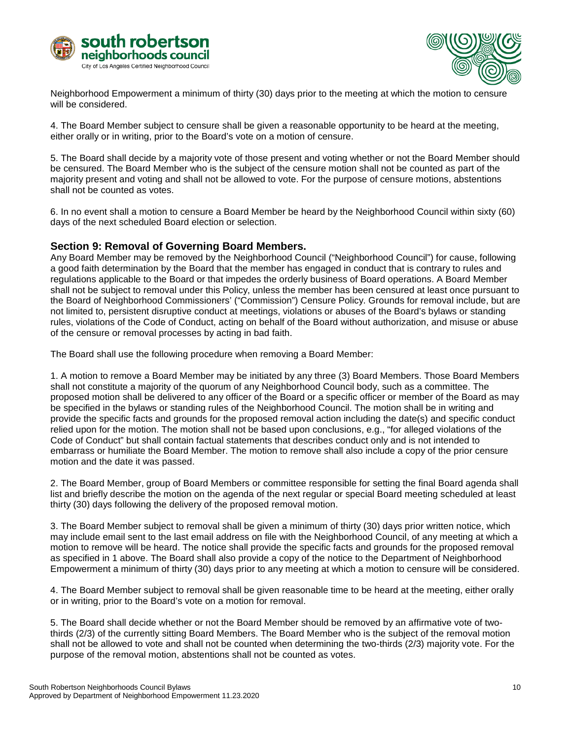Neighborhood Empowerment a minimum of thirty (30) days prior to the meeting at which the motion to censure will be considered.

4. The Board Member subject to censure shall be given a reasonable opportunity to be heard at the meeting, either orally or in writing, prior to the Board's vote on a motion of censure.

5. The Board shall decide by a majority vote of those present and voting whether or not the Board Member should be censured. The Board Member who is the subject of the censure motion shall not be counted as part of the majority present and voting and shall not be allowed to vote. For the purpose of censure motions, abstentions shall not be counted as votes.

6. In no event shall a motion to censure a Board Member be heard by the Neighborhood Council within sixty (60) days of the next scheduled Board election or selection.

### Section 9: Removal of Governing Board Members.

Any Board Member may be removed by the Neighborhood Council ("Neighborhood Council") for cause, following a good faith determination by the Board that the member has engaged in conduct that is contrary to rules and regulations applicable to the Board or that impedes the orderly business of Board operations. A Board Member shall not be subject to removal under this Policy, unless the member has been censured at least once pursuant to the Board of Neighborhood Commissioners' ("Commission") Censure Policy. Grounds for removal include, but are not limited to, persistent disruptive conduct at meetings, violations or abuses of the Board's bylaws or standing rules, violations of the Code of Conduct, acting on behalf of the Board without authorization, and misuse or abuse of the censure or removal processes by acting in bad faith.

The Board shall use the following procedure when removing a Board Member:

1. A motion to remove a Board Member may be initiated by any three (3) Board Members. Those Board Members shall not constitute a majority of the quorum of any Neighborhood Council body, such as a committee. The proposed motion shall be delivered to any officer of the Board or a specific officer or member of the Board as may be specified in the bylaws or standing rules of the Neighborhood Council. The motion shall be in writing and provide the specific facts and grounds for the proposed removal action including the date(s) and specific conduct relied upon for the motion. The motion shall not be based upon conclusions, e.g., "for alleged violations of the Code of Conduct" but shall contain factual statements that describes conduct only and is not intended to embarrass or humiliate the Board Member. The motion to remove shall also include a copy of the prior censure motion and the date it was passed.

2. The Board Member, group of Board Members or committee responsible for setting the final Board agenda shall list and briefly describe the motion on the agenda of the next regular or special Board meeting scheduled at least thirty (30) days following the delivery of the proposed removal motion.

3. The Board Member subject to removal shall be given a minimum of thirty (30) days prior written notice, which may include email sent to the last email address on file with the Neighborhood Council, of any meeting at which a motion to remove will be heard. The notice shall provide the specific facts and grounds for the proposed removal as specified in 1 above. The Board shall also provide a copy of the notice to the Department of Neighborhood Empowerment a minimum of thirty (30) days prior to any meeting at which a motion to censure will be considered.

4. The Board Member subject to removal shall be given reasonable time to be heard at the meeting, either orally or in writing, prior to the Board's vote on a motion for removal.

5. The Board shall decide whether or not the Board Member should be removed by an affirmative vote of two-thirds (2/3) of the currently sitting Board Members. The Board Member who is the subject of the removal motion shall not be allowed to vote and shall not be counted when determining the two-thirds (2/3) majority vote. For the purpose of the removal motion, abstentions shall not be counted as votes.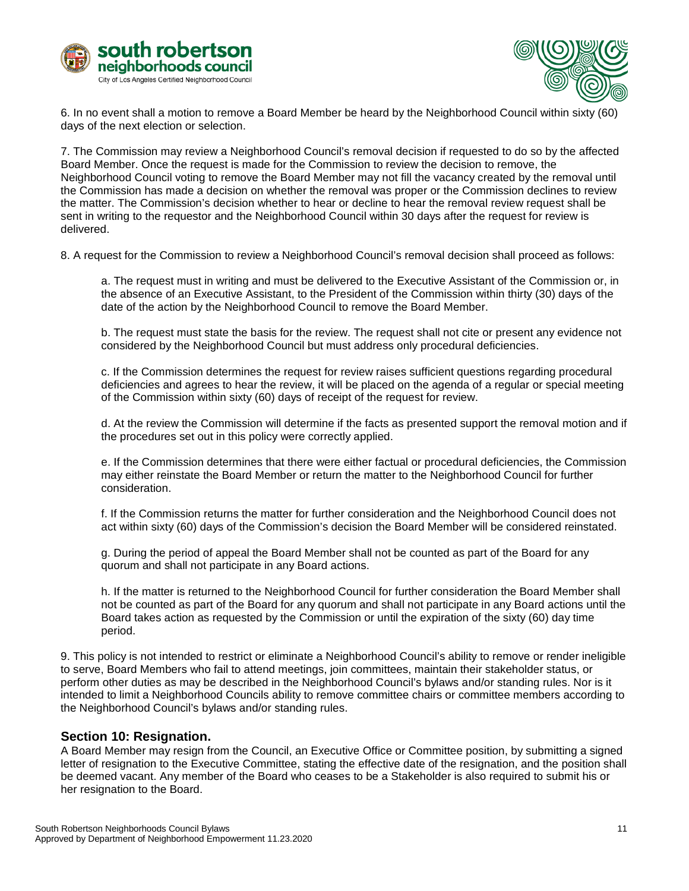6. In no event shall a motion to remove a Board Member be heard by the Neighborhood Council within sixty (60) days of the next election or selection.

7. The Commission may review a Neighborhood Council's removal decision if requested to do so by the affected Board Member. Once the request is made for the Commission to review the decision to remove, the Neighborhood Council voting to remove the Board Member may not fill the vacancy created by the removal until the Commission has made a decision on whether the removal was proper or the Commission declines to review the matter. The Commission's decision whether to hear or decline to hear the removal review request shall be sent in writing to the requestor and the Neighborhood Council within 30 days after the request for review is delivered.

8. A request for the Commission to review a Neighborhood Council's removal decision shall proceed as follows:

   a. The request must in writing and must be delivered to the Executive Assistant of the Commission or, in the absence of an Executive Assistant, to the President of the Commission within thirty (30) days of the date of the action by the Neighborhood Council to remove the Board Member.

   b. The request must state the basis for the review. The request shall not cite or present any evidence not considered by the Neighborhood Council but must address only procedural deficiencies.

   c. If the Commission determines the request for review raises sufficient questions regarding procedural deficiencies and agrees to hear the review, it will be placed on the agenda of a regular or special meeting of the Commission within sixty (60) days of receipt of the request for review.

   d. At the review the Commission will determine if the facts as presented support the removal motion and if the procedures set out in this policy were correctly applied.

   e. If the Commission determines that there were either factual or procedural deficiencies, the Commission may either reinstate the Board Member or return the matter to the Neighborhood Council for further consideration.

   f. If the Commission returns the matter for further consideration and the Neighborhood Council does not act within sixty (60) days of the Commission's decision the Board Member will be considered reinstated.

   g. During the period of appeal the Board Member shall not be counted as part of the Board for any quorum and shall not participate in any Board actions.

   h. If the matter is returned to the Neighborhood Council for further consideration the Board Member shall not be counted as part of the Board for any quorum and shall not participate in any Board actions until the Board takes action as requested by the Commission or until the expiration of the sixty (60) day time period.

9. This policy is not intended to restrict or eliminate a Neighborhood Council's ability to remove or render ineligible to serve, Board Members who fail to attend meetings, join committees, maintain their stakeholder status, or perform other duties as may be described in the Neighborhood Council's bylaws and/or standing rules. Nor is it intended to limit a Neighborhood Councils ability to remove committee chairs or committee members according to the Neighborhood Council's bylaws and/or standing rules.

## Section 10: Resignation.

A Board Member may resign from the Council, an Executive Office or Committee position, by submitting a signed letter of resignation to the Executive Committee, stating the effective date of the resignation, and the position shall be deemed vacant. Any member of the Board who ceases to be a Stakeholder is also required to submit his or her resignation to the Board.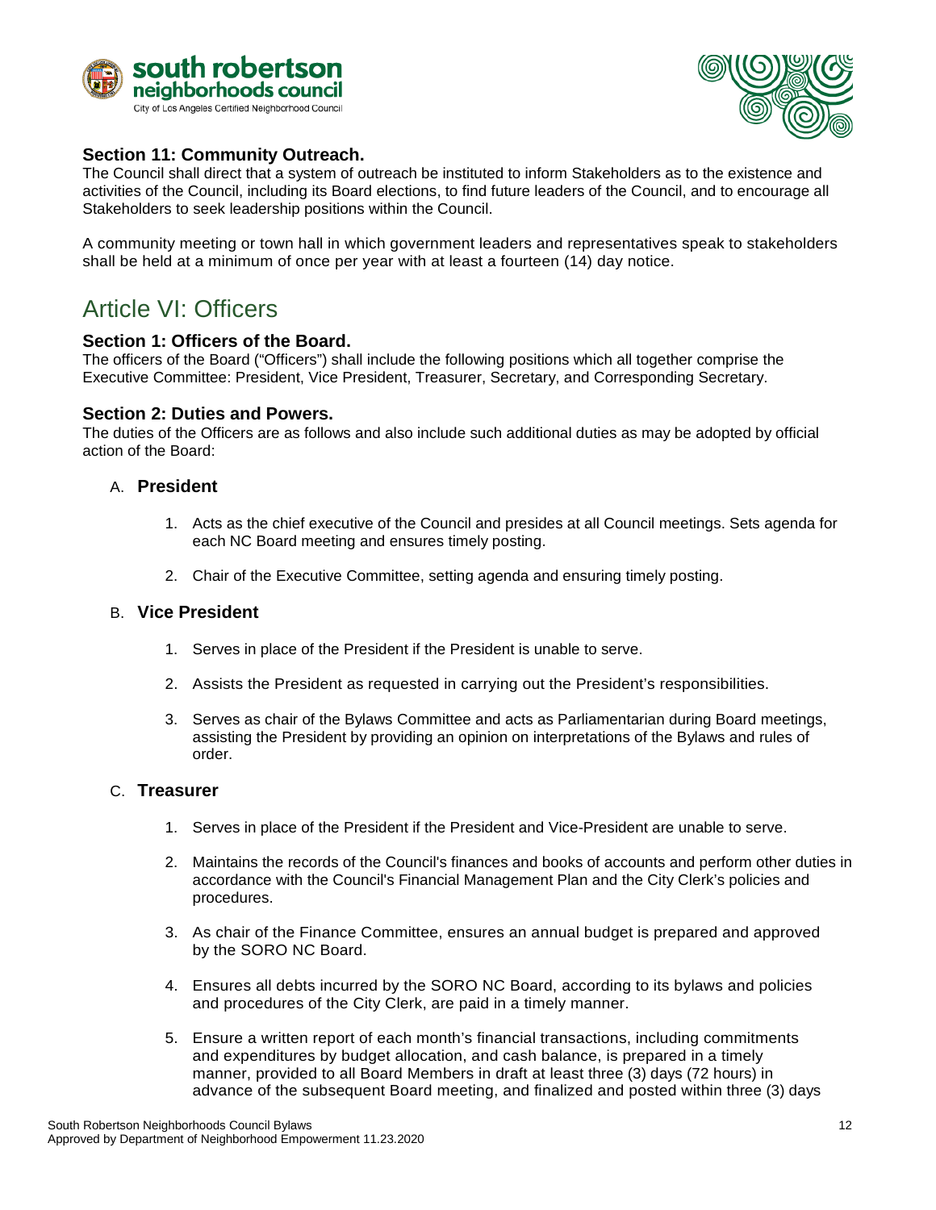### Section 11: Community Outreach.

The Council shall direct that a system of outreach be instituted to inform Stakeholders as to the existence and activities of the Council, including its Board elections, to find future leaders of the Council, and to encourage all Stakeholders to seek leadership positions within the Council.

A community meeting or town hall in which government leaders and representatives speak to stakeholders shall be held at a minimum of once per year with at least a fourteen (14) day notice.

## Article VI: Officers

### Section 1: Officers of the Board.

The officers of the Board ("Officers") shall include the following positions which all together comprise the Executive Committee: President, Vice President, Treasurer, Secretary, and Corresponding Secretary.

### Section 2: Duties and Powers.

The duties of the Officers are as follows and also include such additional duties as may be adopted by official action of the Board:

A. **President**

1. Acts as the chief executive of the Council and presides at all Council meetings. Sets agenda for each NC Board meeting and ensures timely posting.
2. Chair of the Executive Committee, setting agenda and ensuring timely posting.

B. **Vice President**

1. Serves in place of the President if the President is unable to serve.
2. Assists the President as requested in carrying out the President's responsibilities.
3. Serves as chair of the Bylaws Committee and acts as Parliamentarian during Board meetings, assisting the President by providing an opinion on interpretations of the Bylaws and rules of order.

C. **Treasurer**

1. Serves in place of the President if the President and Vice-President are unable to serve.
2. Maintains the records of the Council's finances and books of accounts and perform other duties in accordance with the Council's Financial Management Plan and the City Clerk's policies and procedures.
3. As chair of the Finance Committee, ensures an annual budget is prepared and approved by the SORO NC Board.
4. Ensures all debts incurred by the SORO NC Board, according to its bylaws and policies and procedures of the City Clerk, are paid in a timely manner.
5. Ensure a written report of each month's financial transactions, including commitments and expenditures by budget allocation, and cash balance, is prepared in a timely manner, provided to all Board Members in draft at least three (3) days (72 hours) in advance of the subsequent Board meeting, and finalized and posted within three (3) days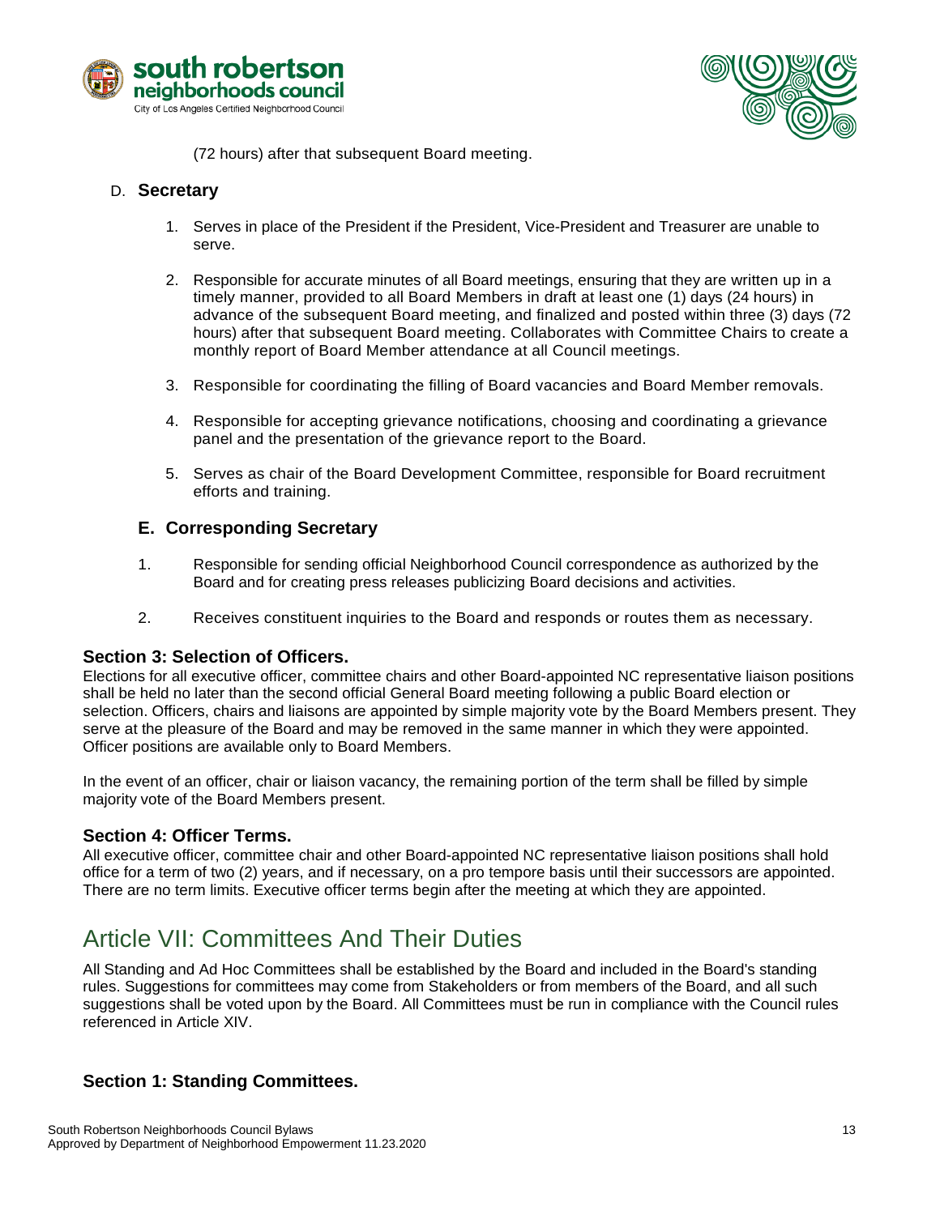(72 hours) after that subsequent Board meeting.

### D. Secretary

1. Serves in place of the President if the President, Vice-President and Treasurer are unable to serve.
2. Responsible for accurate minutes of all Board meetings, ensuring that they are written up in a timely manner, provided to all Board Members in draft at least one (1) days (24 hours) in advance of the subsequent Board meeting, and finalized and posted within three (3) days (72 hours) after that subsequent Board meeting. Collaborates with Committee Chairs to create a monthly report of Board Member attendance at all Council meetings.
3. Responsible for coordinating the filling of Board vacancies and Board Member removals.
4. Responsible for accepting grievance notifications, choosing and coordinating a grievance panel and the presentation of the grievance report to the Board.
5. Serves as chair of the Board Development Committee, responsible for Board recruitment efforts and training.

### E. Corresponding Secretary

1. Responsible for sending official Neighborhood Council correspondence as authorized by the Board and for creating press releases publicizing Board decisions and activities.
2. Receives constituent inquiries to the Board and responds or routes them as necessary.

### Section 3: Selection of Officers.

Elections for all executive officer, committee chairs and other Board-appointed NC representative liaison positions shall be held no later than the second official General Board meeting following a public Board election or selection. Officers, chairs and liaisons are appointed by simple majority vote by the Board Members present. They serve at the pleasure of the Board and may be removed in the same manner in which they were appointed. Officer positions are available only to Board Members.

In the event of an officer, chair or liaison vacancy, the remaining portion of the term shall be filled by simple majority vote of the Board Members present.

### Section 4: Officer Terms.

All executive officer, committee chair and other Board-appointed NC representative liaison positions shall hold office for a term of two (2) years, and if necessary, on a pro tempore basis until their successors are appointed. There are no term limits. Executive officer terms begin after the meeting at which they are appointed.

## Article VII: Committees And Their Duties

All Standing and Ad Hoc Committees shall be established by the Board and included in the Board's standing rules. Suggestions for committees may come from Stakeholders or from members of the Board, and all such suggestions shall be voted upon by the Board. All Committees must be run in compliance with the Council rules referenced in Article XIV.

### Section 1: Standing Committees.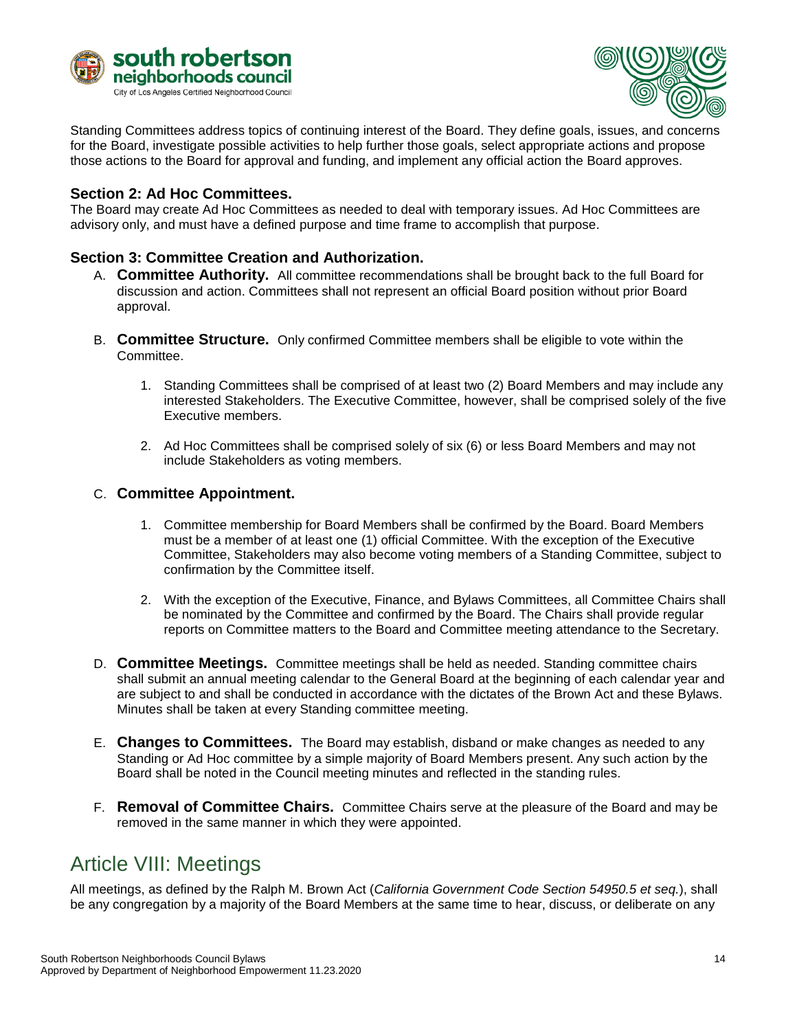Standing Committees address topics of continuing interest of the Board. They define goals, issues, and concerns for the Board, investigate possible activities to help further those goals, select appropriate actions and propose those actions to the Board for approval and funding, and implement any official action the Board approves.

### Section 2: Ad Hoc Committees.

The Board may create Ad Hoc Committees as needed to deal with temporary issues. Ad Hoc Committees are advisory only, and must have a defined purpose and time frame to accomplish that purpose.

### Section 3: Committee Creation and Authorization.

A. **Committee Authority.** All committee recommendations shall be brought back to the full Board for discussion and action. Committees shall not represent an official Board position without prior Board approval.

B. **Committee Structure.** Only confirmed Committee members shall be eligible to vote within the Committee.

   1. Standing Committees shall be comprised of at least two (2) Board Members and may include any interested Stakeholders. The Executive Committee, however, shall be comprised solely of the five Executive members.

   2. Ad Hoc Committees shall be comprised solely of six (6) or less Board Members and may not include Stakeholders as voting members.

C. **Committee Appointment.**

   1. Committee membership for Board Members shall be confirmed by the Board. Board Members must be a member of at least one (1) official Committee. With the exception of the Executive Committee, Stakeholders may also become voting members of a Standing Committee, subject to confirmation by the Committee itself.

   2. With the exception of the Executive, Finance, and Bylaws Committees, all Committee Chairs shall be nominated by the Committee and confirmed by the Board. The Chairs shall provide regular reports on Committee matters to the Board and Committee meeting attendance to the Secretary.

D. **Committee Meetings.** Committee meetings shall be held as needed. Standing committee chairs shall submit an annual meeting calendar to the General Board at the beginning of each calendar year and are subject to and shall be conducted in accordance with the dictates of the Brown Act and these Bylaws. Minutes shall be taken at every Standing committee meeting.

E. **Changes to Committees.** The Board may establish, disband or make changes as needed to any Standing or Ad Hoc committee by a simple majority of Board Members present. Any such action by the Board shall be noted in the Council meeting minutes and reflected in the standing rules.

F. **Removal of Committee Chairs.** Committee Chairs serve at the pleasure of the Board and may be removed in the same manner in which they were appointed.

## Article VIII: Meetings

All meetings, as defined by the Ralph M. Brown Act (*California Government Code Section 54950.5 et seq.*), shall be any congregation by a majority of the Board Members at the same time to hear, discuss, or deliberate on any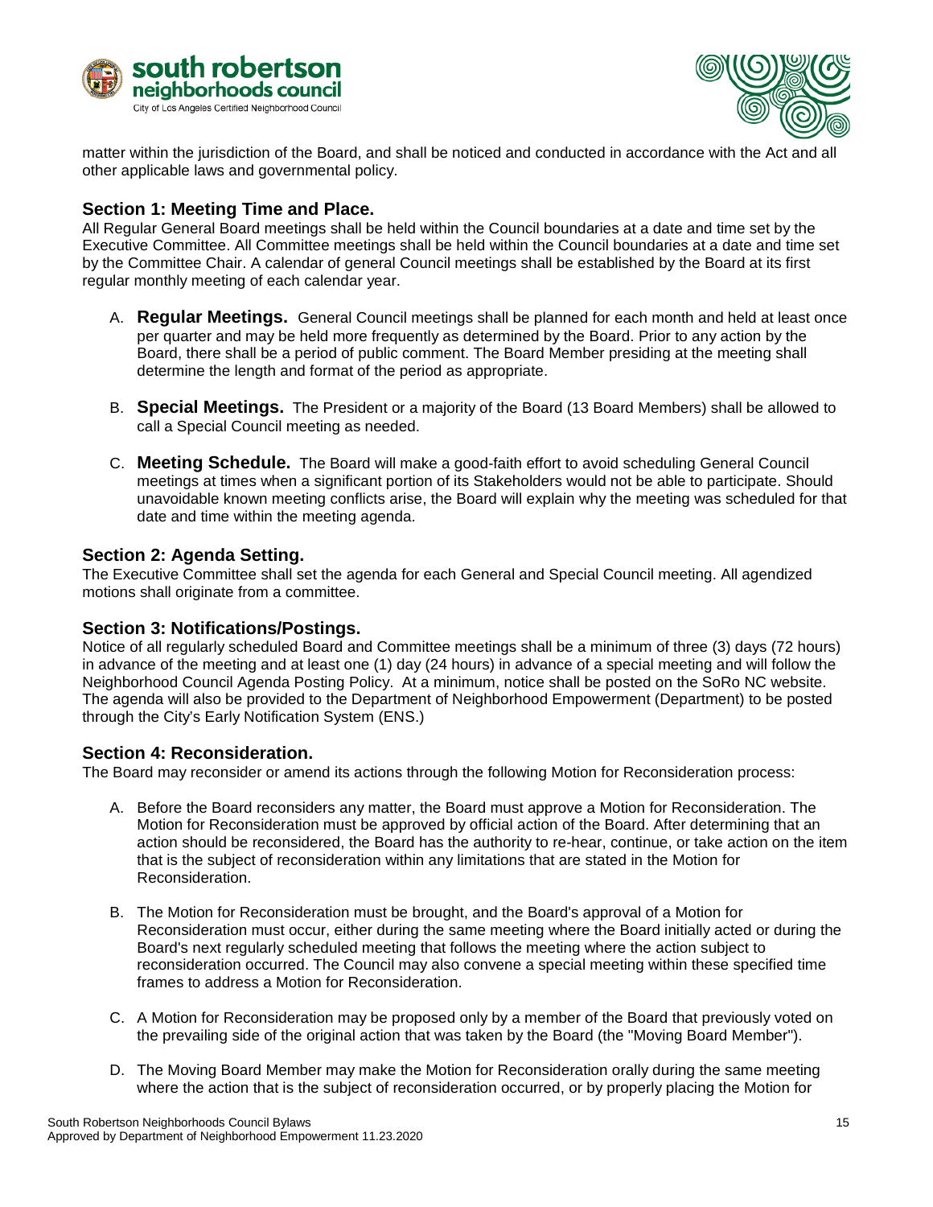matter within the jurisdiction of the Board, and shall be noticed and conducted in accordance with the Act and all other applicable laws and governmental policy.

### Section 1: Meeting Time and Place.

All Regular General Board meetings shall be held within the Council boundaries at a date and time set by the Executive Committee. All Committee meetings shall be held within the Council boundaries at a date and time set by the Committee Chair. A calendar of general Council meetings shall be established by the Board at its first regular monthly meeting of each calendar year.

A. **Regular Meetings.** General Council meetings shall be planned for each month and held at least once per quarter and may be held more frequently as determined by the Board. Prior to any action by the Board, there shall be a period of public comment. The Board Member presiding at the meeting shall determine the length and format of the period as appropriate.

B. **Special Meetings.** The President or a majority of the Board (13 Board Members) shall be allowed to call a Special Council meeting as needed.

C. **Meeting Schedule.** The Board will make a good-faith effort to avoid scheduling General Council meetings at times when a significant portion of its Stakeholders would not be able to participate. Should unavoidable known meeting conflicts arise, the Board will explain why the meeting was scheduled for that date and time within the meeting agenda.

### Section 2: Agenda Setting.

The Executive Committee shall set the agenda for each General and Special Council meeting. All agendized motions shall originate from a committee.

### Section 3: Notifications/Postings.

Notice of all regularly scheduled Board and Committee meetings shall be a minimum of three (3) days (72 hours) in advance of the meeting and at least one (1) day (24 hours) in advance of a special meeting and will follow the Neighborhood Council Agenda Posting Policy. At a minimum, notice shall be posted on the SoRo NC website. The agenda will also be provided to the Department of Neighborhood Empowerment (Department) to be posted through the City's Early Notification System (ENS.)

### Section 4: Reconsideration.

The Board may reconsider or amend its actions through the following Motion for Reconsideration process:

A. Before the Board reconsiders any matter, the Board must approve a Motion for Reconsideration. The Motion for Reconsideration must be approved by official action of the Board. After determining that an action should be reconsidered, the Board has the authority to re-hear, continue, or take action on the item that is the subject of reconsideration within any limitations that are stated in the Motion for Reconsideration.

B. The Motion for Reconsideration must be brought, and the Board's approval of a Motion for Reconsideration must occur, either during the same meeting where the Board initially acted or during the Board's next regularly scheduled meeting that follows the meeting where the action subject to reconsideration occurred. The Council may also convene a special meeting within these specified time frames to address a Motion for Reconsideration.

C. A Motion for Reconsideration may be proposed only by a member of the Board that previously voted on the prevailing side of the original action that was taken by the Board (the "Moving Board Member").

D. The Moving Board Member may make the Motion for Reconsideration orally during the same meeting where the action that is the subject of reconsideration occurred, or by properly placing the Motion for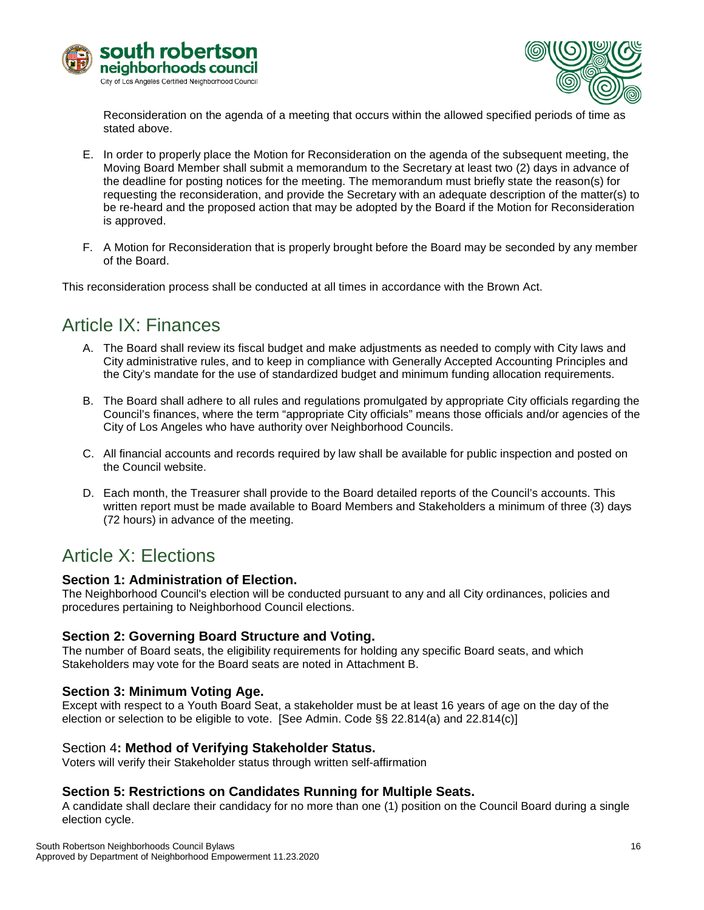Reconsideration on the agenda of a meeting that occurs within the allowed specified periods of time as stated above.

E. In order to properly place the Motion for Reconsideration on the agenda of the subsequent meeting, the Moving Board Member shall submit a memorandum to the Secretary at least two (2) days in advance of the deadline for posting notices for the meeting. The memorandum must briefly state the reason(s) for requesting the reconsideration, and provide the Secretary with an adequate description of the matter(s) to be re-heard and the proposed action that may be adopted by the Board if the Motion for Reconsideration is approved.

F. A Motion for Reconsideration that is properly brought before the Board may be seconded by any member of the Board.

This reconsideration process shall be conducted at all times in accordance with the Brown Act.

## Article IX: Finances

A. The Board shall review its fiscal budget and make adjustments as needed to comply with City laws and City administrative rules, and to keep in compliance with Generally Accepted Accounting Principles and the City's mandate for the use of standardized budget and minimum funding allocation requirements.

B. The Board shall adhere to all rules and regulations promulgated by appropriate City officials regarding the Council's finances, where the term "appropriate City officials" means those officials and/or agencies of the City of Los Angeles who have authority over Neighborhood Councils.

C. All financial accounts and records required by law shall be available for public inspection and posted on the Council website.

D. Each month, the Treasurer shall provide to the Board detailed reports of the Council's accounts. This written report must be made available to Board Members and Stakeholders a minimum of three (3) days (72 hours) in advance of the meeting.

## Article X: Elections

### Section 1: Administration of Election.

The Neighborhood Council's election will be conducted pursuant to any and all City ordinances, policies and procedures pertaining to Neighborhood Council elections.

### Section 2: Governing Board Structure and Voting.

The number of Board seats, the eligibility requirements for holding any specific Board seats, and which Stakeholders may vote for the Board seats are noted in Attachment B.

### Section 3: Minimum Voting Age.

Except with respect to a Youth Board Seat, a stakeholder must be at least 16 years of age on the day of the election or selection to be eligible to vote. [See Admin. Code §§ 22.814(a) and 22.814(c)]

### Section 4: Method of Verifying Stakeholder Status.

Voters will verify their Stakeholder status through written self-affirmation

### Section 5: Restrictions on Candidates Running for Multiple Seats.

A candidate shall declare their candidacy for no more than one (1) position on the Council Board during a single election cycle.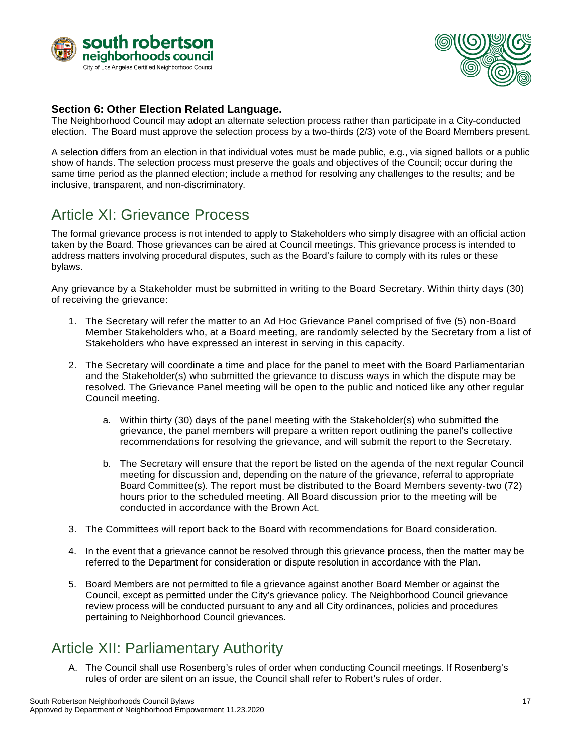### Section 6: Other Election Related Language.

The Neighborhood Council may adopt an alternate selection process rather than participate in a City-conducted election. The Board must approve the selection process by a two-thirds (2/3) vote of the Board Members present.

A selection differs from an election in that individual votes must be made public, e.g., via signed ballots or a public show of hands. The selection process must preserve the goals and objectives of the Council; occur during the same time period as the planned election; include a method for resolving any challenges to the results; and be inclusive, transparent, and non-discriminatory.

## Article XI: Grievance Process

The formal grievance process is not intended to apply to Stakeholders who simply disagree with an official action taken by the Board. Those grievances can be aired at Council meetings. This grievance process is intended to address matters involving procedural disputes, such as the Board's failure to comply with its rules or these bylaws.

Any grievance by a Stakeholder must be submitted in writing to the Board Secretary. Within thirty days (30) of receiving the grievance:

1. The Secretary will refer the matter to an Ad Hoc Grievance Panel comprised of five (5) non-Board Member Stakeholders who, at a Board meeting, are randomly selected by the Secretary from a list of Stakeholders who have expressed an interest in serving in this capacity.

2. The Secretary will coordinate a time and place for the panel to meet with the Board Parliamentarian and the Stakeholder(s) who submitted the grievance to discuss ways in which the dispute may be resolved. The Grievance Panel meeting will be open to the public and noticed like any other regular Council meeting.

    a. Within thirty (30) days of the panel meeting with the Stakeholder(s) who submitted the grievance, the panel members will prepare a written report outlining the panel's collective recommendations for resolving the grievance, and will submit the report to the Secretary.

    b. The Secretary will ensure that the report be listed on the agenda of the next regular Council meeting for discussion and, depending on the nature of the grievance, referral to appropriate Board Committee(s). The report must be distributed to the Board Members seventy-two (72) hours prior to the scheduled meeting. All Board discussion prior to the meeting will be conducted in accordance with the Brown Act.

3. The Committees will report back to the Board with recommendations for Board consideration.

4. In the event that a grievance cannot be resolved through this grievance process, then the matter may be referred to the Department for consideration or dispute resolution in accordance with the Plan.

5. Board Members are not permitted to file a grievance against another Board Member or against the Council, except as permitted under the City's grievance policy. The Neighborhood Council grievance review process will be conducted pursuant to any and all City ordinances, policies and procedures pertaining to Neighborhood Council grievances.

## Article XII: Parliamentary Authority

A. The Council shall use Rosenberg's rules of order when conducting Council meetings. If Rosenberg's rules of order are silent on an issue, the Council shall refer to Robert's rules of order.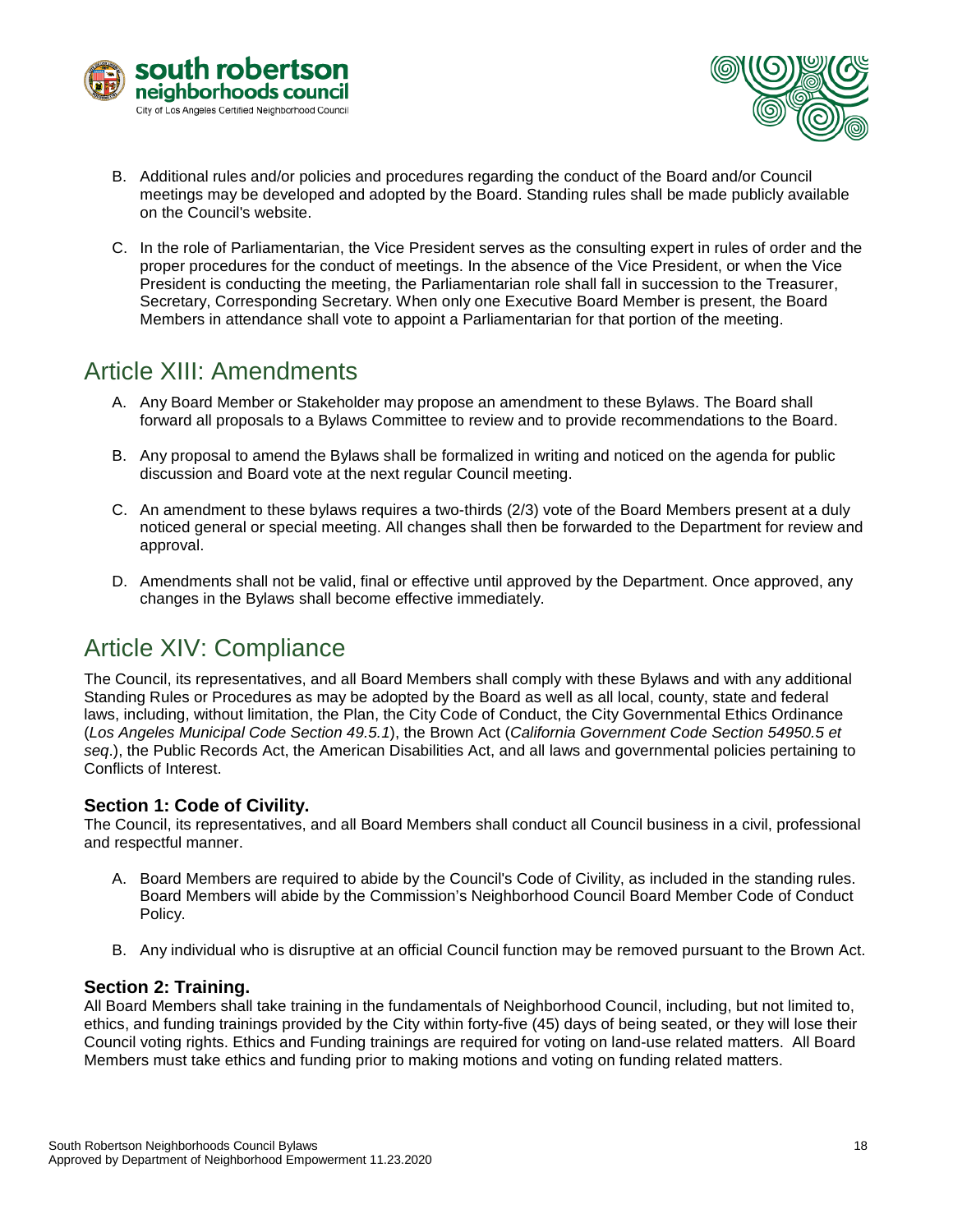B. Additional rules and/or policies and procedures regarding the conduct of the Board and/or Council meetings may be developed and adopted by the Board. Standing rules shall be made publicly available on the Council's website.

C. In the role of Parliamentarian, the Vice President serves as the consulting expert in rules of order and the proper procedures for the conduct of meetings. In the absence of the Vice President, or when the Vice President is conducting the meeting, the Parliamentarian role shall fall in succession to the Treasurer, Secretary, Corresponding Secretary. When only one Executive Board Member is present, the Board Members in attendance shall vote to appoint a Parliamentarian for that portion of the meeting.

## Article XIII: Amendments

A. Any Board Member or Stakeholder may propose an amendment to these Bylaws. The Board shall forward all proposals to a Bylaws Committee to review and to provide recommendations to the Board.

B. Any proposal to amend the Bylaws shall be formalized in writing and noticed on the agenda for public discussion and Board vote at the next regular Council meeting.

C. An amendment to these bylaws requires a two-thirds (2/3) vote of the Board Members present at a duly noticed general or special meeting. All changes shall then be forwarded to the Department for review and approval.

D. Amendments shall not be valid, final or effective until approved by the Department. Once approved, any changes in the Bylaws shall become effective immediately.

## Article XIV: Compliance

The Council, its representatives, and all Board Members shall comply with these Bylaws and with any additional Standing Rules or Procedures as may be adopted by the Board as well as all local, county, state and federal laws, including, without limitation, the Plan, the City Code of Conduct, the City Governmental Ethics Ordinance (*Los Angeles Municipal Code Section 49.5.1*), the Brown Act (*California Government Code Section 54950.5 et seq*.), the Public Records Act, the American Disabilities Act, and all laws and governmental policies pertaining to Conflicts of Interest.

### Section 1: Code of Civility.

The Council, its representatives, and all Board Members shall conduct all Council business in a civil, professional and respectful manner.

A. Board Members are required to abide by the Council's Code of Civility, as included in the standing rules. Board Members will abide by the Commission's Neighborhood Council Board Member Code of Conduct Policy.

B. Any individual who is disruptive at an official Council function may be removed pursuant to the Brown Act.

### Section 2: Training.

All Board Members shall take training in the fundamentals of Neighborhood Council, including, but not limited to, ethics, and funding trainings provided by the City within forty-five (45) days of being seated, or they will lose their Council voting rights. Ethics and Funding trainings are required for voting on land-use related matters. All Board Members must take ethics and funding prior to making motions and voting on funding related matters.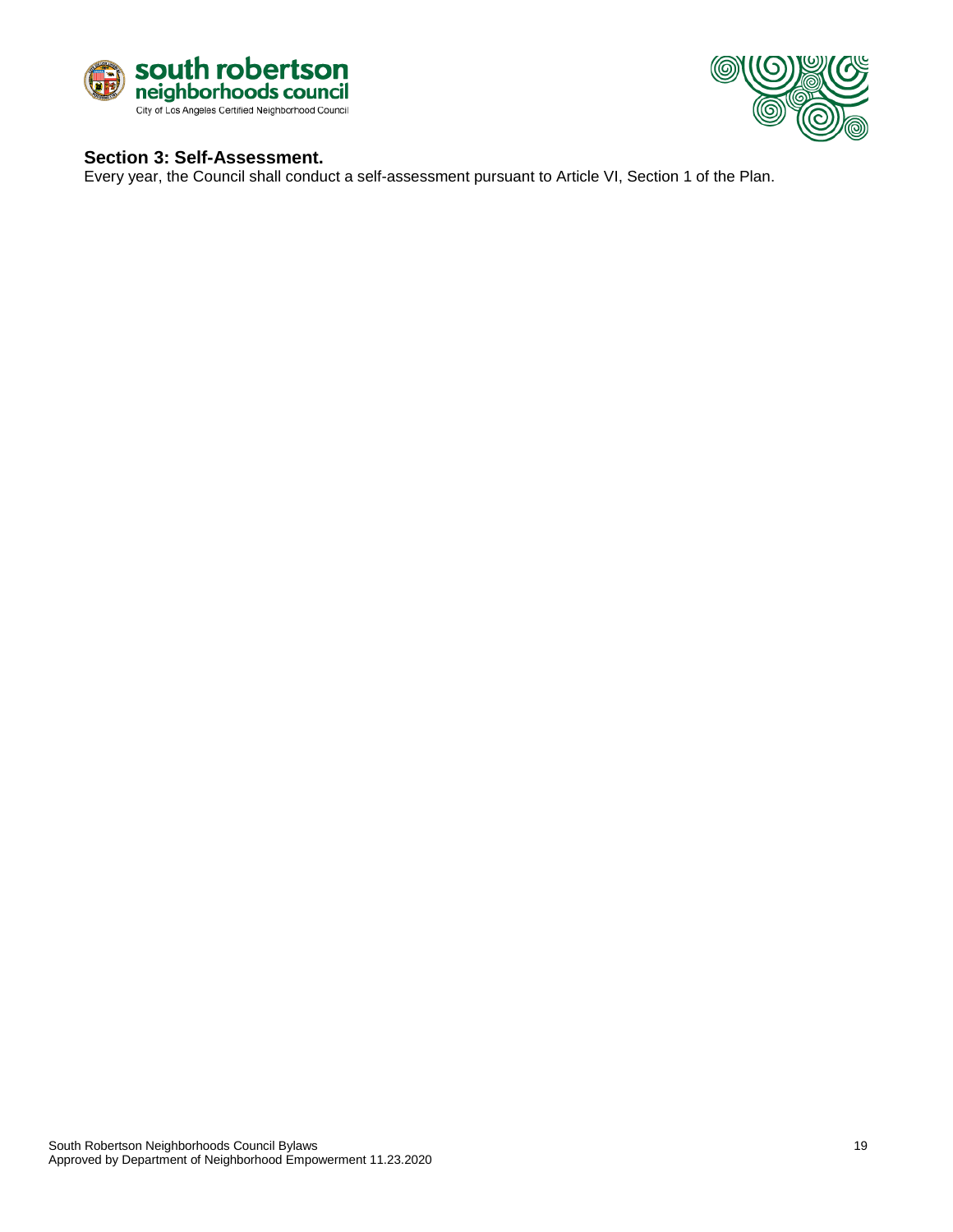### Section 3: Self-Assessment.

Every year, the Council shall conduct a self-assessment pursuant to Article VI, Section 1 of the Plan.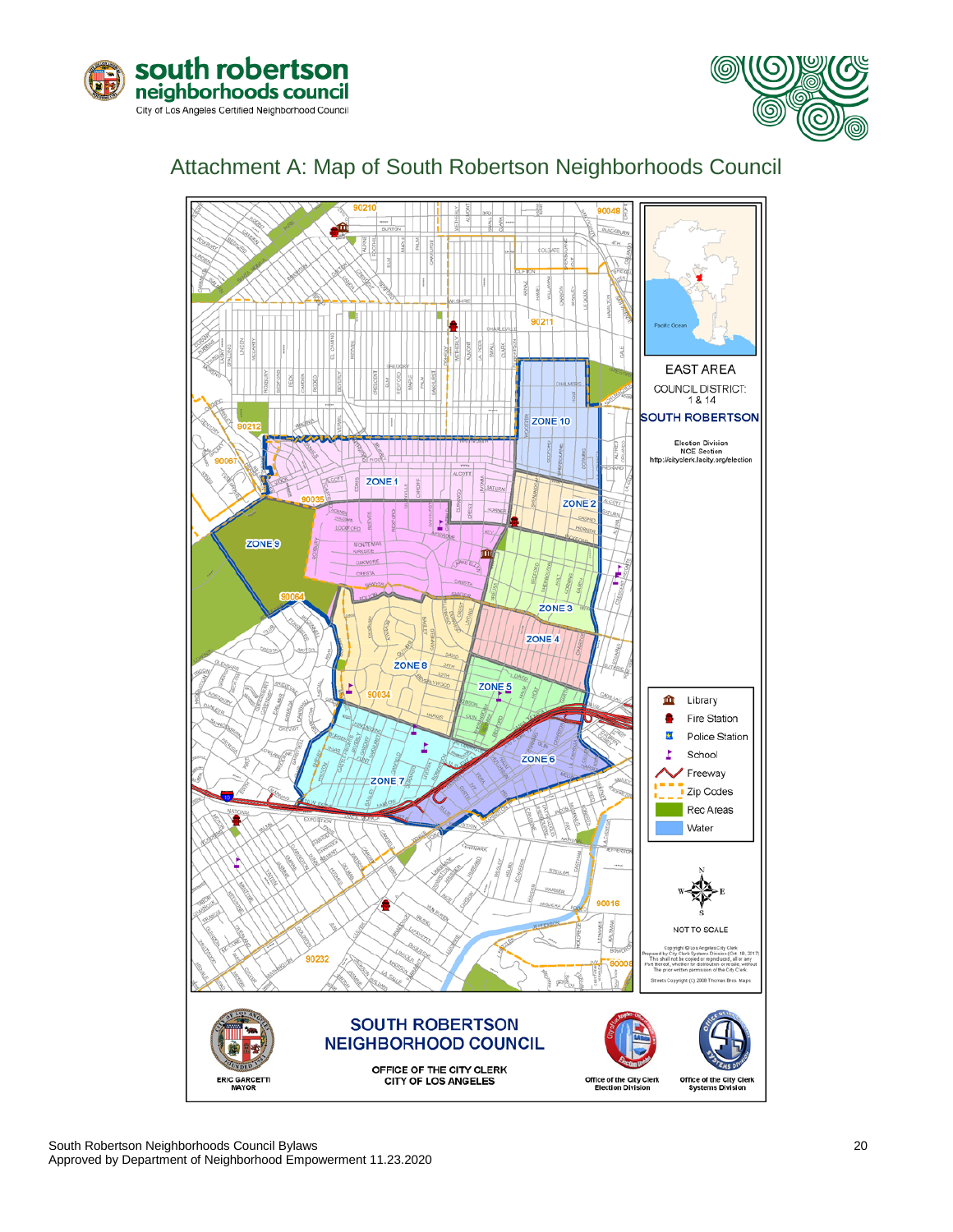# Attachment A: Map of South Robertson Neighborhoods Council

EAST AREA

COUNCIL DISTRICT: 1 & 14

SOUTH ROBERTSON

Election Division
NCE Section
http://cityclerk.lacity.org/election

- Library
- Fire Station
- Police Station
- School
- Freeway
- Zip Codes
- Rec Areas
- Water

NOT TO SCALE

**SOUTH ROBERTSON NEIGHBORHOOD COUNCIL**

OFFICE OF THE CITY CLERK
CITY OF LOS ANGELES

ERIC GARCETTI
MAYOR

Office of the City Clerk
Election Division

Office of the City Clerk
Systems Division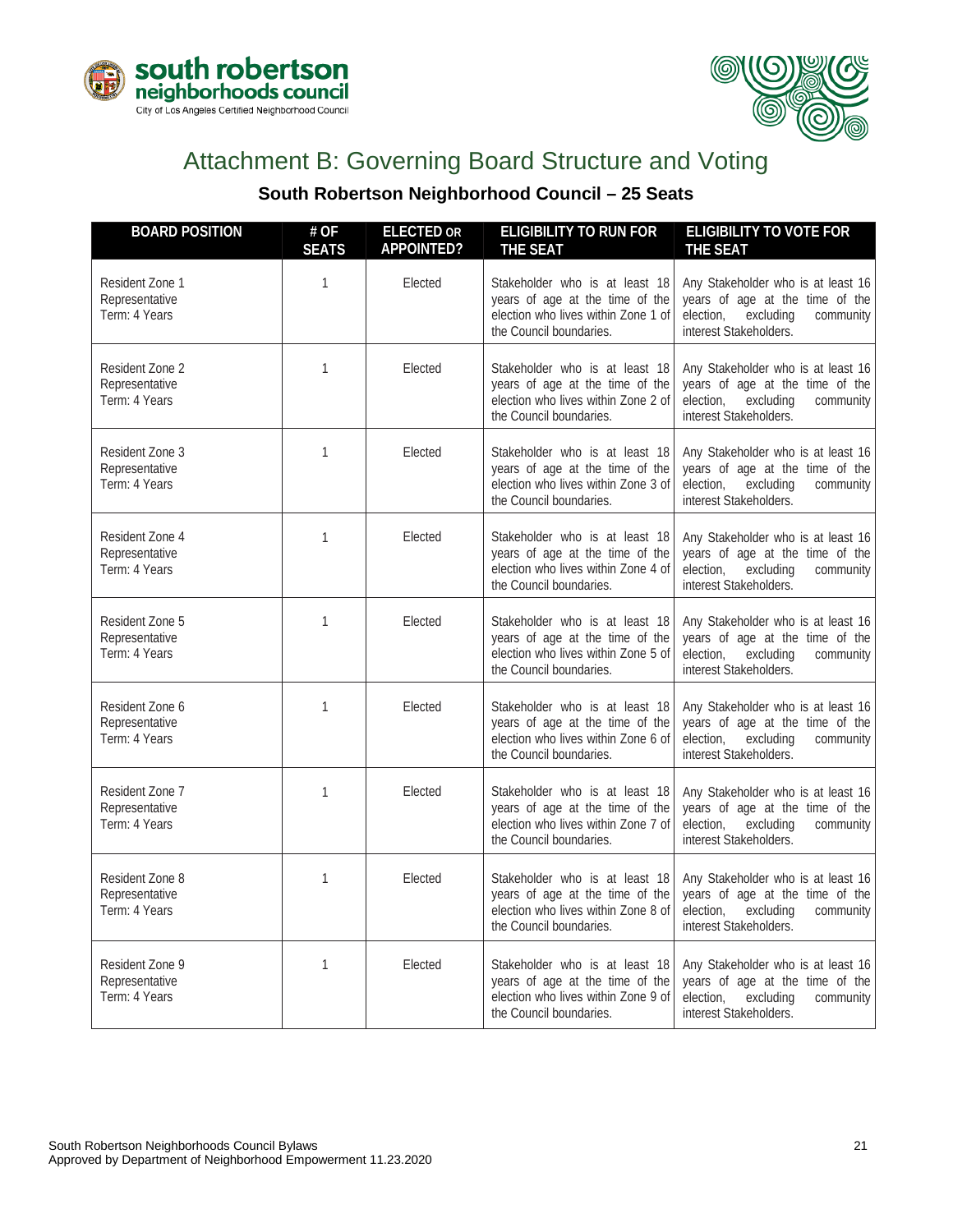# Attachment B: Governing Board Structure and Voting

## South Robertson Neighborhood Council – 25 Seats

| BOARD POSITION | # OF SEATS | ELECTED OR APPOINTED? | ELIGIBILITY TO RUN FOR THE SEAT | ELIGIBILITY TO VOTE FOR THE SEAT |
|---|---|---|---|---|
| Resident Zone 1 Representative<br>Term: 4 Years | 1 | Elected | Stakeholder who is at least 18 years of age at the time of the election who lives within Zone 1 of the Council boundaries. | Any Stakeholder who is at least 16 years of age at the time of the election, excluding community interest Stakeholders. |
| Resident Zone 2 Representative<br>Term: 4 Years | 1 | Elected | Stakeholder who is at least 18 years of age at the time of the election who lives within Zone 2 of the Council boundaries. | Any Stakeholder who is at least 16 years of age at the time of the election, excluding community interest Stakeholders. |
| Resident Zone 3 Representative<br>Term: 4 Years | 1 | Elected | Stakeholder who is at least 18 years of age at the time of the election who lives within Zone 3 of the Council boundaries. | Any Stakeholder who is at least 16 years of age at the time of the election, excluding community interest Stakeholders. |
| Resident Zone 4 Representative<br>Term: 4 Years | 1 | Elected | Stakeholder who is at least 18 years of age at the time of the election who lives within Zone 4 of the Council boundaries. | Any Stakeholder who is at least 16 years of age at the time of the election, excluding community interest Stakeholders. |
| Resident Zone 5 Representative<br>Term: 4 Years | 1 | Elected | Stakeholder who is at least 18 years of age at the time of the election who lives within Zone 5 of the Council boundaries. | Any Stakeholder who is at least 16 years of age at the time of the election, excluding community interest Stakeholders. |
| Resident Zone 6 Representative<br>Term: 4 Years | 1 | Elected | Stakeholder who is at least 18 years of age at the time of the election who lives within Zone 6 of the Council boundaries. | Any Stakeholder who is at least 16 years of age at the time of the election, excluding community interest Stakeholders. |
| Resident Zone 7 Representative<br>Term: 4 Years | 1 | Elected | Stakeholder who is at least 18 years of age at the time of the election who lives within Zone 7 of the Council boundaries. | Any Stakeholder who is at least 16 years of age at the time of the election, excluding community interest Stakeholders. |
| Resident Zone 8 Representative<br>Term: 4 Years | 1 | Elected | Stakeholder who is at least 18 years of age at the time of the election who lives within Zone 8 of the Council boundaries. | Any Stakeholder who is at least 16 years of age at the time of the election, excluding community interest Stakeholders. |
| Resident Zone 9 Representative<br>Term: 4 Years | 1 | Elected | Stakeholder who is at least 18 years of age at the time of the election who lives within Zone 9 of the Council boundaries. | Any Stakeholder who is at least 16 years of age at the time of the election, excluding community interest Stakeholders. |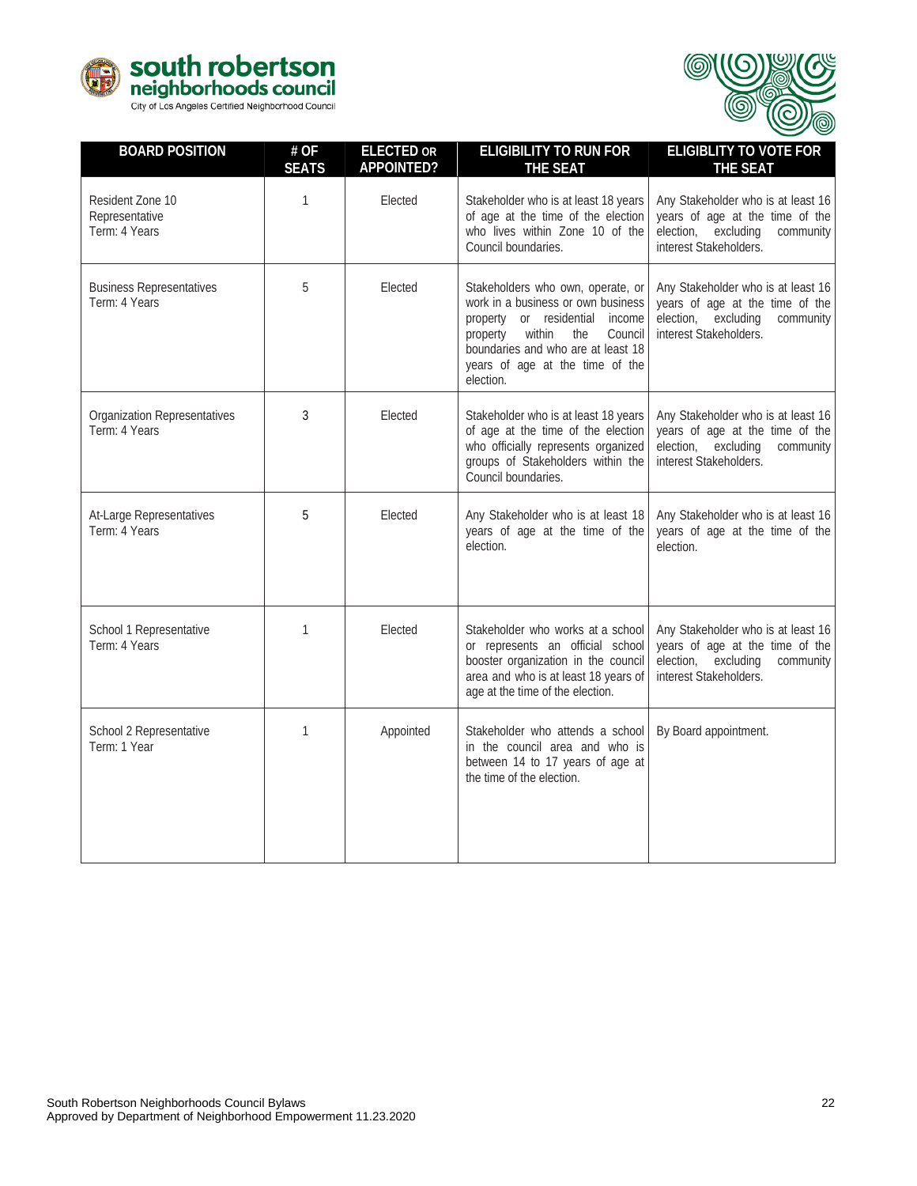| BOARD POSITION | # OF SEATS | ELECTED OR APPOINTED? | ELIGIBILITY TO RUN FOR THE SEAT | ELIGIBLITY TO VOTE FOR THE SEAT |
|---|---|---|---|---|
| Resident Zone 10 Representative<br>Term: 4 Years | 1 | Elected | Stakeholder who is at least 18 years of age at the time of the election who lives within Zone 10 of the Council boundaries. | Any Stakeholder who is at least 16 years of age at the time of the election, excluding community interest Stakeholders. |
| Business Representatives<br>Term: 4 Years | 5 | Elected | Stakeholders who own, operate, or work in a business or own business property or residential income property within the Council boundaries and who are at least 18 years of age at the time of the election. | Any Stakeholder who is at least 16 years of age at the time of the election, excluding community interest Stakeholders. |
| Organization Representatives<br>Term: 4 Years | 3 | Elected | Stakeholder who is at least 18 years of age at the time of the election who officially represents organized groups of Stakeholders within the Council boundaries. | Any Stakeholder who is at least 16 years of age at the time of the election, excluding community interest Stakeholders. |
| At-Large Representatives<br>Term: 4 Years | 5 | Elected | Any Stakeholder who is at least 18 years of age at the time of the election. | Any Stakeholder who is at least 16 years of age at the time of the election. |
| School 1 Representative<br>Term: 4 Years | 1 | Elected | Stakeholder who works at a school or represents an official school booster organization in the council area and who is at least 18 years of age at the time of the election. | Any Stakeholder who is at least 16 years of age at the time of the election, excluding community interest Stakeholders. |
| School 2 Representative<br>Term: 1 Year | 1 | Appointed | Stakeholder who attends a school in the council area and who is between 14 to 17 years of age at the time of the election. | By Board appointment. |